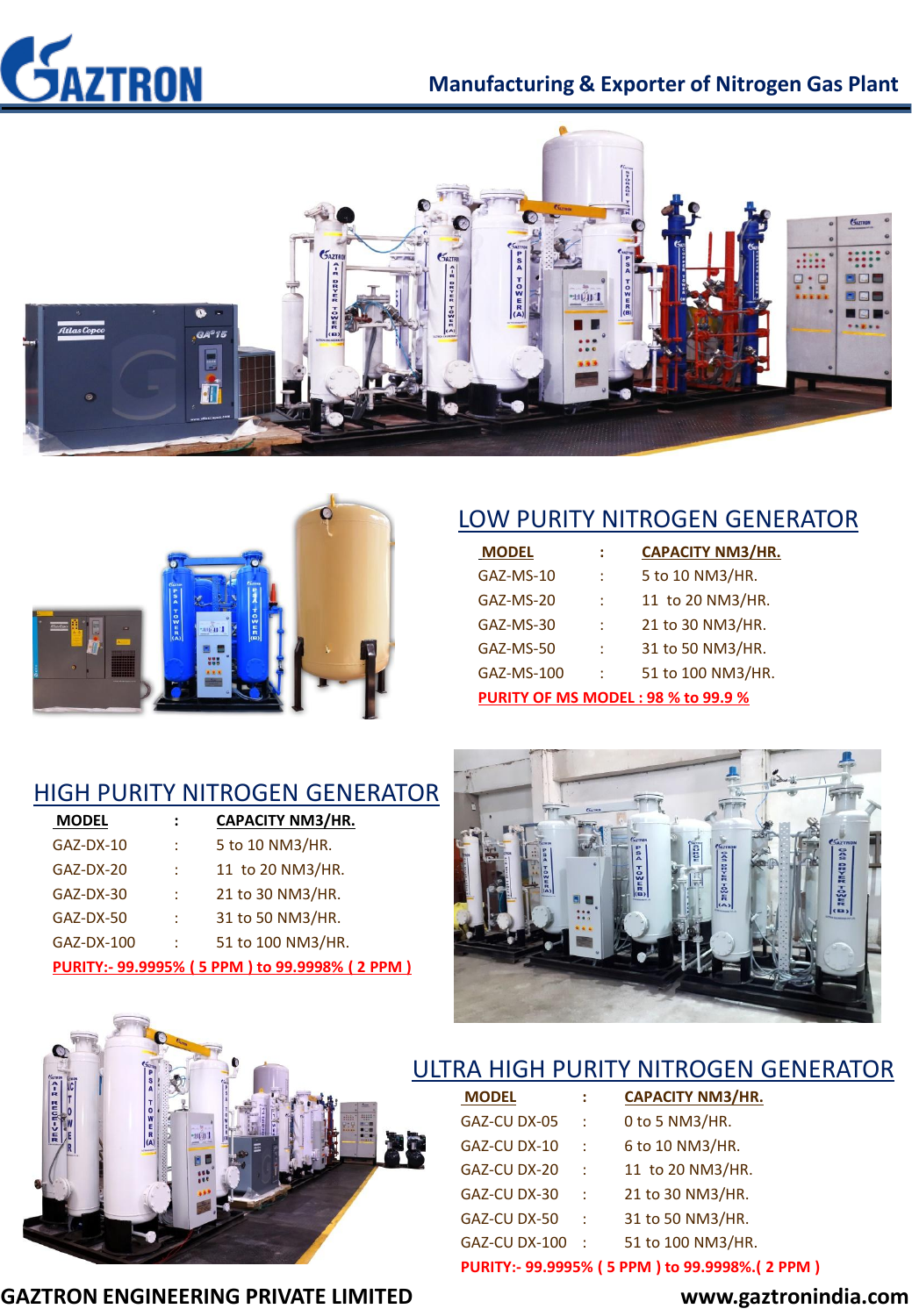# GAZTRON

**Manufacturing & Exporter of Nitrogen Gas Plant**

## LOW PURITY NITROGEN GENERATOR

| MODEL | : | CAPACITY NM3/HR. |
|---|---|---|
| GAZ-MS-10 | : | 5 to 10 NM3/HR. |
| GAZ-MS-20 | : | 11 to 20 NM3/HR. |
| GAZ-MS-30 | : | 21 to 30 NM3/HR. |
| GAZ-MS-50 | : | 31 to 50 NM3/HR. |
| GAZ-MS-100 | : | 51 to 100 NM3/HR. |

**PURITY OF MS MODEL : 98 % to 99.9 %**

## HIGH PURITY NITROGEN GENERATOR

| MODEL | : | CAPACITY NM3/HR. |
|---|---|---|
| GAZ-DX-10 | : | 5 to 10 NM3/HR. |
| GAZ-DX-20 | : | 11 to 20 NM3/HR. |
| GAZ-DX-30 | : | 21 to 30 NM3/HR. |
| GAZ-DX-50 | : | 31 to 50 NM3/HR. |
| GAZ-DX-100 | : | 51 to 100 NM3/HR. |

**PURITY:- 99.9995% ( 5 PPM ) to 99.9998% ( 2 PPM )**

## ULTRA HIGH PURITY NITROGEN GENERATOR

| MODEL | : | CAPACITY NM3/HR. |
|---|---|---|
| GAZ-CU DX-05 | : | 0 to 5 NM3/HR. |
| GAZ-CU DX-10 | : | 6 to 10 NM3/HR. |
| GAZ-CU DX-20 | : | 11 to 20 NM3/HR. |
| GAZ-CU DX-30 | : | 21 to 30 NM3/HR. |
| GAZ-CU DX-50 | : | 31 to 50 NM3/HR. |
| GAZ-CU DX-100 | : | 51 to 100 NM3/HR. |

**PURITY:- 99.9995% ( 5 PPM ) to 99.9998%.( 2 PPM )**

**GAZTRON ENGINEERING PRIVATE LIMITED** **www.gaztronindia.com**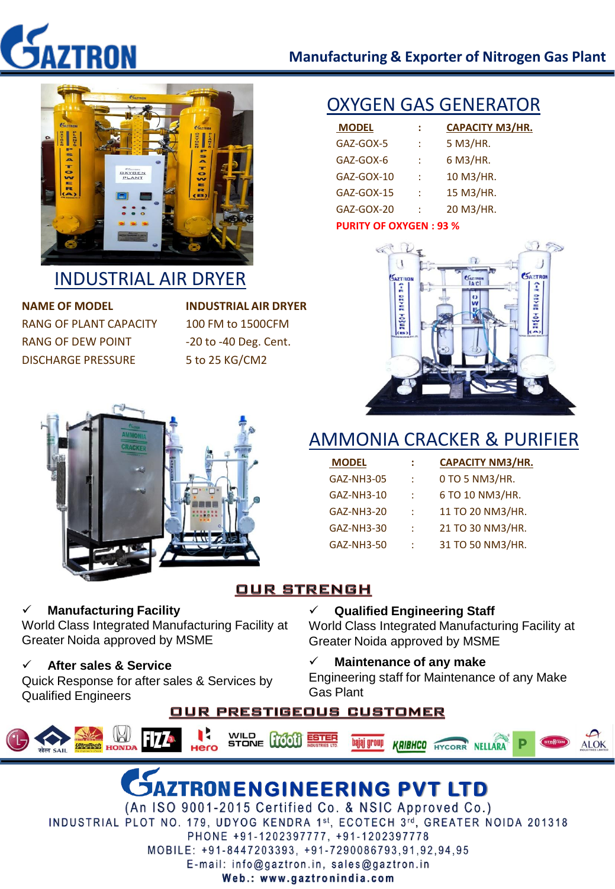# GAZTRON

**Manufacturing & Exporter of Nitrogen Gas Plant**

## OXYGEN GAS GENERATOR

| MODEL | : | CAPACITY M3/HR. |
|---|---|---|
| GAZ-GOX-5 | : | 5 M3/HR. |
| GAZ-GOX-6 | : | 6 M3/HR. |
| GAZ-GOX-10 | : | 10 M3/HR. |
| GAZ-GOX-15 | : | 15 M3/HR. |
| GAZ-GOX-20 | : | 20 M3/HR. |

**PURITY OF OXYGEN : 93 %**

## INDUSTRIAL AIR DRYER

| NAME OF MODEL | INDUSTRIAL AIR DRYER |
|---|---|
| RANG OF PLANT CAPACITY | 100 FM to 1500CFM |
| RANG OF DEW POINT | -20 to -40 Deg. Cent. |
| DISCHARGE PRESSURE | 5 to 25 KG/CM2 |

## AMMONIA CRACKER & PURIFIER

| MODEL | : | CAPACITY NM3/HR. |
|---|---|---|
| GAZ-NH3-05 | : | 0 TO 5 NM3/HR. |
| GAZ-NH3-10 | : | 6 TO 10 NM3/HR. |
| GAZ-NH3-20 | : | 11 TO 20 NM3/HR. |
| GAZ-NH3-30 | : | 21 TO 30 NM3/HR. |
| GAZ-NH3-50 | : | 31 TO 50 NM3/HR. |

## OUR STRENGH

✓ **Manufacturing Facility**
World Class Integrated Manufacturing Facility at Greater Noida approved by MSME

✓ **After sales & Service**
Quick Response for after sales & Services by Qualified Engineers

✓ **Qualified Engineering Staff**
World Class Integrated Manufacturing Facility at Greater Noida approved by MSME

✓ **Maintenance of any make**
Engineering staff for Maintenance of any Make Gas Plant

## OUR PRESTIGEOUS CUSTOMER

LG, SAIL, UltraTech, HONDA, FIZZ, Hero, WILD STONE, Frooti, ESTER INDUSTRIES LTD., bajaj group, KRIBHCO, HYCORR, NELLARA, P, STARION, ALOK INDUSTRIES LIMITED

# GAZTRON ENGINEERING PVT LTD

(An ISO 9001-2015 Certified Co. & NSIC Approved Co.)
INDUSTRIAL PLOT NO. 179, UDYOG KENDRA 1st, ECOTECH 3rd, GREATER NOIDA 201318
PHONE +91-1202397777, +91-1202397778
MOBILE: +91-8447203393, +91-7290086793,91,92,94,95
E-mail: info@gaztron.in, sales@gaztron.in
**Web.: www.gaztronindia.com**